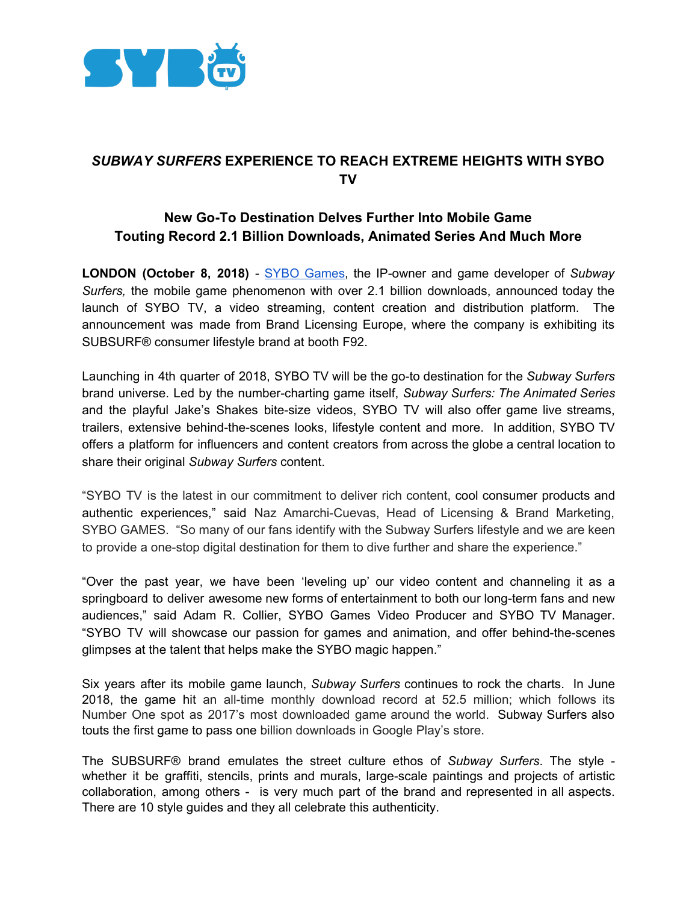# *SUBWAY SURFERS* EXPERIENCE TO REACH EXTREME HEIGHTS WITH SYBO TV

## New Go-To Destination Delves Further Into Mobile Game Touting Record 2.1 Billion Downloads, Animated Series And Much More

**LONDON (October 8, 2018)** - SYBO Games, the IP-owner and game developer of *Subway Surfers,* the mobile game phenomenon with over 2.1 billion downloads, announced today the launch of SYBO TV, a video streaming, content creation and distribution platform. The announcement was made from Brand Licensing Europe, where the company is exhibiting its SUBSURF® consumer lifestyle brand at booth F92.

Launching in 4th quarter of 2018, SYBO TV will be the go-to destination for the *Subway Surfers* brand universe. Led by the number-charting game itself, *Subway Surfers: The Animated Series* and the playful Jake's Shakes bite-size videos, SYBO TV will also offer game live streams, trailers, extensive behind-the-scenes looks, lifestyle content and more. In addition, SYBO TV offers a platform for influencers and content creators from across the globe a central location to share their original *Subway Surfers* content.

"SYBO TV is the latest in our commitment to deliver rich content, cool consumer products and authentic experiences," said Naz Amarchi-Cuevas, Head of Licensing & Brand Marketing, SYBO GAMES. "So many of our fans identify with the Subway Surfers lifestyle and we are keen to provide a one-stop digital destination for them to dive further and share the experience."

"Over the past year, we have been 'leveling up' our video content and channeling it as a springboard to deliver awesome new forms of entertainment to both our long-term fans and new audiences," said Adam R. Collier, SYBO Games Video Producer and SYBO TV Manager. "SYBO TV will showcase our passion for games and animation, and offer behind-the-scenes glimpses at the talent that helps make the SYBO magic happen."

Six years after its mobile game launch, *Subway Surfers* continues to rock the charts. In June 2018, the game hit an all-time monthly download record at 52.5 million; which follows its Number One spot as 2017's most downloaded game around the world. Subway Surfers also touts the first game to pass one billion downloads in Google Play's store.

The SUBSURF® brand emulates the street culture ethos of *Subway Surfers*. The style - whether it be graffiti, stencils, prints and murals, large-scale paintings and projects of artistic collaboration, among others - is very much part of the brand and represented in all aspects. There are 10 style guides and they all celebrate this authenticity.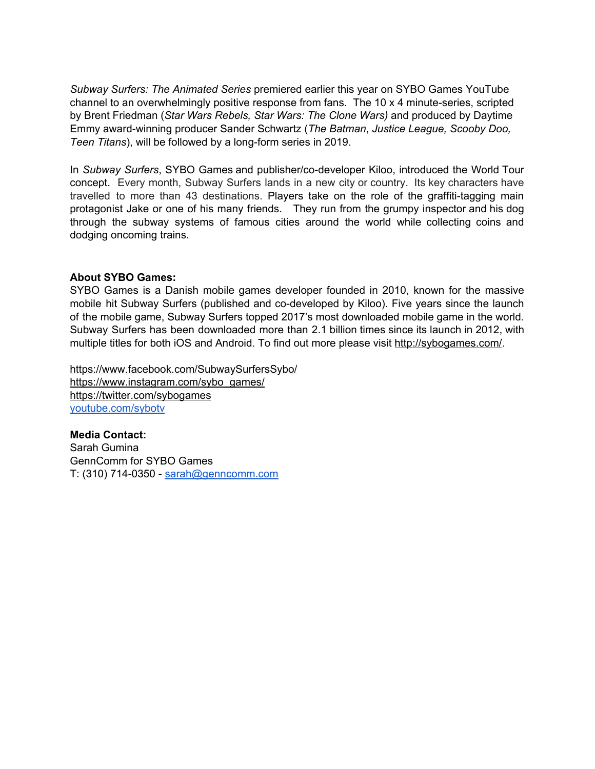*Subway Surfers: The Animated Series* premiered earlier this year on SYBO Games YouTube channel to an overwhelmingly positive response from fans. The 10 x 4 minute-series, scripted by Brent Friedman (*Star Wars Rebels, Star Wars: The Clone Wars)* and produced by Daytime Emmy award-winning producer Sander Schwartz (*The Batman*, *Justice League, Scooby Doo, Teen Titans*), will be followed by a long-form series in 2019.

In *Subway Surfers*, SYBO Games and publisher/co-developer Kiloo, introduced the World Tour concept. Every month, Subway Surfers lands in a new city or country. Its key characters have travelled to more than 43 destinations. Players take on the role of the graffiti-tagging main protagonist Jake or one of his many friends. They run from the grumpy inspector and his dog through the subway systems of famous cities around the world while collecting coins and dodging oncoming trains.

**About SYBO Games:**
SYBO Games is a Danish mobile games developer founded in 2010, known for the massive mobile hit Subway Surfers (published and co-developed by Kiloo). Five years since the launch of the mobile game, Subway Surfers topped 2017's most downloaded mobile game in the world. Subway Surfers has been downloaded more than 2.1 billion times since its launch in 2012, with multiple titles for both iOS and Android. To find out more please visit http://sybogames.com/.

https://www.facebook.com/SubwaySurfersSybo/
https://www.instagram.com/sybo_games/
https://twitter.com/sybogames
youtube.com/sybotv

**Media Contact:**
Sarah Gumina
GennComm for SYBO Games
T: (310) 714-0350 - sarah@genncomm.com